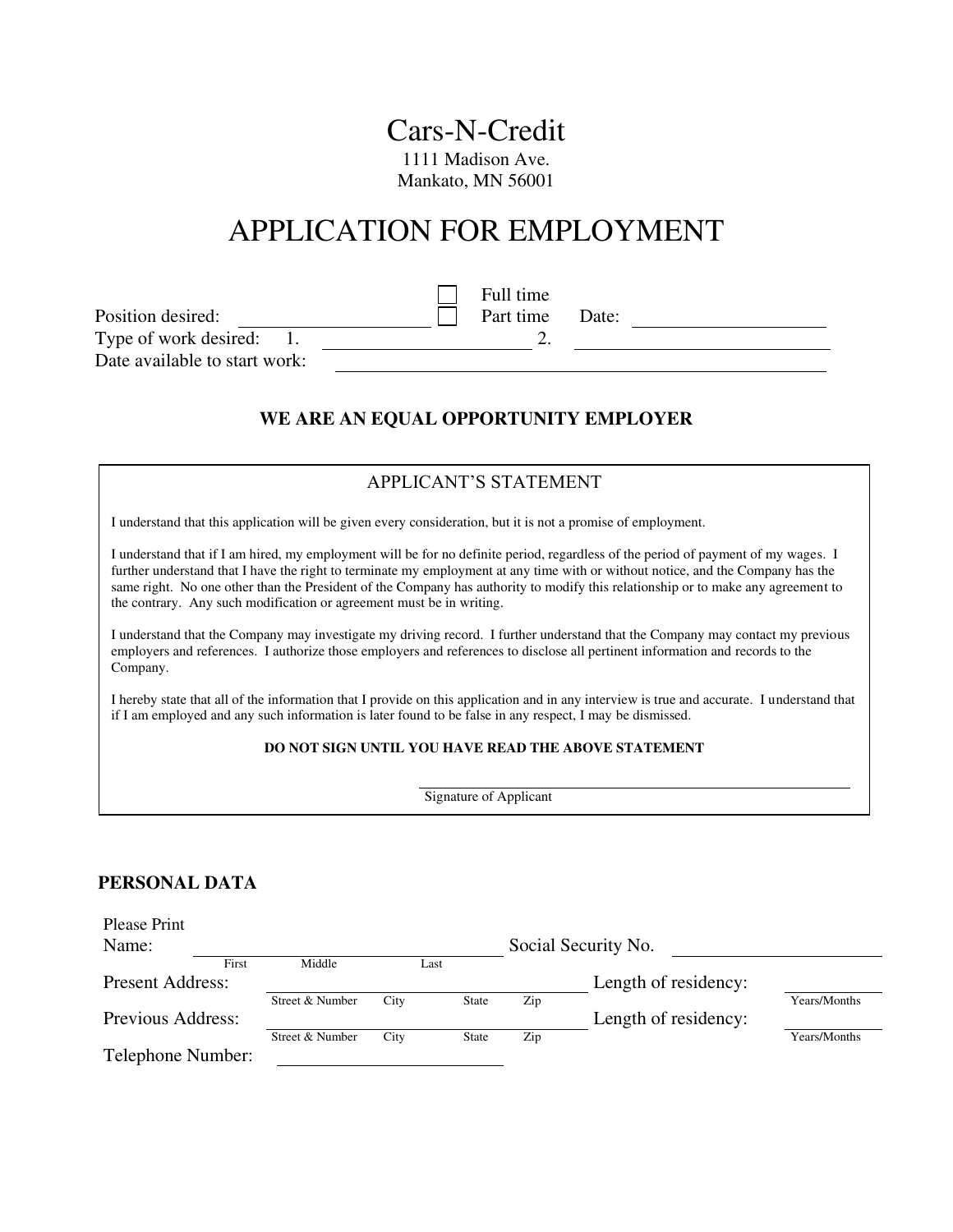# Cars-N-Credit

1111 Madison Ave.
Mankato, MN 56001

# APPLICATION FOR EMPLOYMENT

Position desired: ____________________ ☐ Full time ☐ Part time Date: ____________________

Type of work desired: 1. ____________________ 2. ____________________

Date available to start work: ____________________

**WE ARE AN EQUAL OPPORTUNITY EMPLOYER**

## APPLICANT'S STATEMENT

I understand that this application will be given every consideration, but it is not a promise of employment.

I understand that if I am hired, my employment will be for no definite period, regardless of the period of payment of my wages. I further understand that I have the right to terminate my employment at any time with or without notice, and the Company has the same right. No one other than the President of the Company has authority to modify this relationship or to make any agreement to the contrary. Any such modification or agreement must be in writing.

I understand that the Company may investigate my driving record. I further understand that the Company may contact my previous employers and references. I authorize those employers and references to disclose all pertinent information and records to the Company.

I hereby state that all of the information that I provide on this application and in any interview is true and accurate. I understand that if I am employed and any such information is later found to be false in any respect, I may be dismissed.

**DO NOT SIGN UNTIL YOU HAVE READ THE ABOVE STATEMENT**

____________________
Signature of Applicant

## PERSONAL DATA

Please Print
Name: ____________________ (First / Middle / Last) Social Security No. ____________________

Present Address: ____________________ (Street & Number / City / State / Zip) Length of residency: __________ Years/Months

Previous Address: ____________________ (Street & Number / City / State / Zip) Length of residency: __________ Years/Months

Telephone Number: ____________________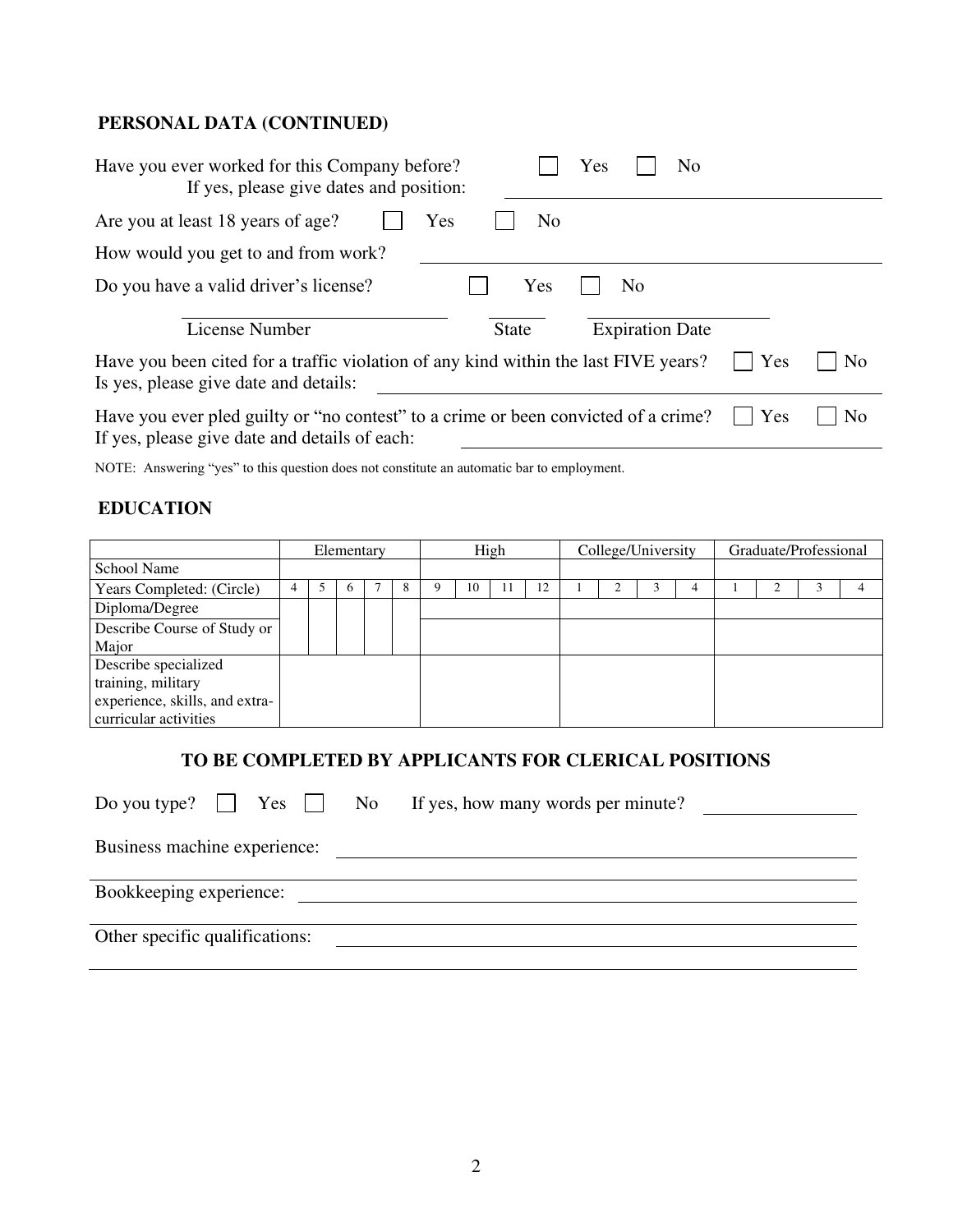## PERSONAL DATA (CONTINUED)

Have you ever worked for this Company before? ☐ Yes ☐ No
If yes, please give dates and position: ______________________________

Are you at least 18 years of age? ☐ Yes ☐ No

How would you get to and from work? ______________________________

Do you have a valid driver's license? ☐ Yes ☐ No

______________________ License Number    ________ State    ______________ Expiration Date

Have you been cited for a traffic violation of any kind within the last FIVE years? ☐ Yes ☐ No
Is yes, please give date and details: ______________________________

Have you ever pled guilty or "no contest" to a crime or been convicted of a crime? ☐ Yes ☐ No
If yes, please give date and details of each: ______________________________

NOTE: Answering "yes" to this question does not constitute an automatic bar to employment.

## EDUCATION

| | Elementary | | | | | High | | | | College/University | | | | Graduate/Professional | | | |
|---|---|---|---|---|---|---|---|---|---|---|---|---|---|---|---|---|---|
| School Name | | | | | | | | | | | | | | | | | |
| Years Completed: (Circle) | 4 | 5 | 6 | 7 | 8 | 9 | 10 | 11 | 12 | 1 | 2 | 3 | 4 | 1 | 2 | 3 | 4 |
| Diploma/Degree | | | | | | | | | | | | | | | | | |
| Describe Course of Study or Major | | | | | | | | | | | | | | | | | |
| Describe specialized training, military experience, skills, and extra-curricular activities | | | | | | | | | | | | | | | | | |

### TO BE COMPLETED BY APPLICANTS FOR CLERICAL POSITIONS

Do you type? ☐ Yes ☐ No If yes, how many words per minute? ____________

Business machine experience: ______________________________

Bookkeeping experience: ______________________________

Other specific qualifications: ______________________________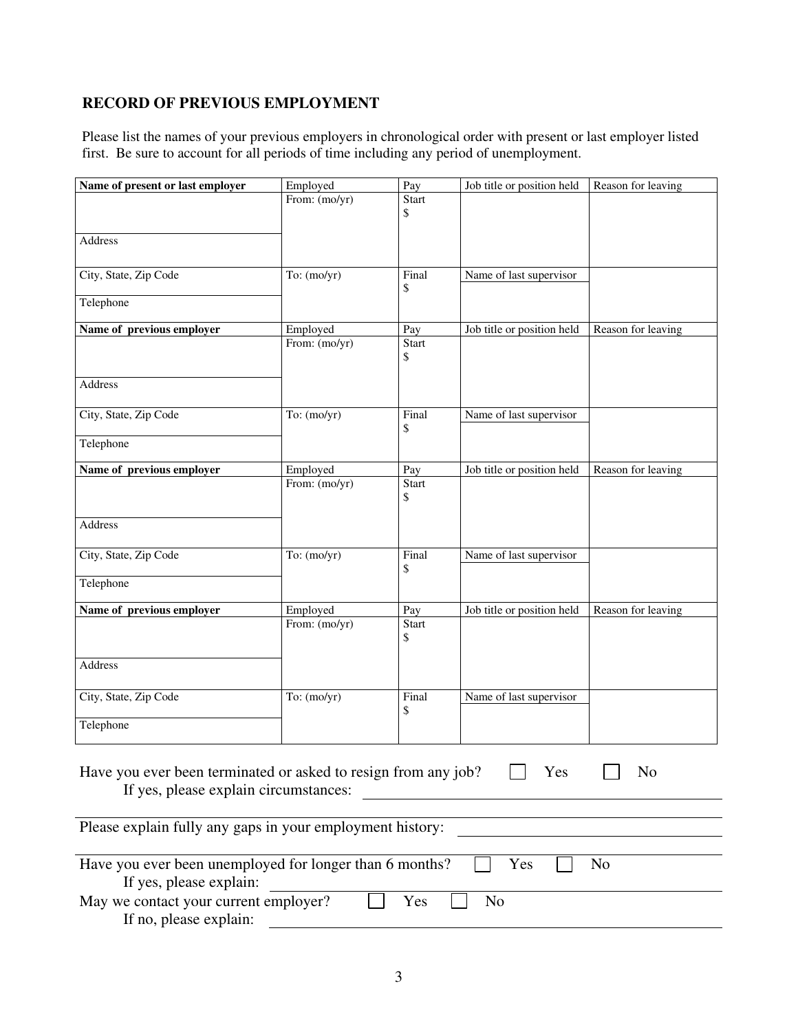## RECORD OF PREVIOUS EMPLOYMENT

Please list the names of your previous employers in chronological order with present or last employer listed first. Be sure to account for all periods of time including any period of unemployment.

| **Name of present or last employer** | Employed | Pay | Job title or position held | Reason for leaving |
|---|---|---|---|---|
| | From: (mo/yr) | Start $ | | |
| Address | | | | |
| City, State, Zip Code | To: (mo/yr) | Final $ | Name of last supervisor | |
| Telephone | | | | |
| **Name of previous employer** | Employed | Pay | Job title or position held | Reason for leaving |
| | From: (mo/yr) | Start $ | | |
| Address | | | | |
| City, State, Zip Code | To: (mo/yr) | Final $ | Name of last supervisor | |
| Telephone | | | | |
| **Name of previous employer** | Employed | Pay | Job title or position held | Reason for leaving |
| | From: (mo/yr) | Start $ | | |
| Address | | | | |
| City, State, Zip Code | To: (mo/yr) | Final $ | Name of last supervisor | |
| Telephone | | | | |
| **Name of previous employer** | Employed | Pay | Job title or position held | Reason for leaving |
| | From: (mo/yr) | Start $ | | |
| Address | | | | |
| City, State, Zip Code | To: (mo/yr) | Final $ | Name of last supervisor | |
| Telephone | | | | |

Have you ever been terminated or asked to resign from any job? ☐ Yes ☐ No
If yes, please explain circumstances: ______________________________

Please explain fully any gaps in your employment history: ______________________________

Have you ever been unemployed for longer than 6 months? ☐ Yes ☐ No
If yes, please explain: ______________________________

May we contact your current employer? ☐ Yes ☐ No
If no, please explain: ______________________________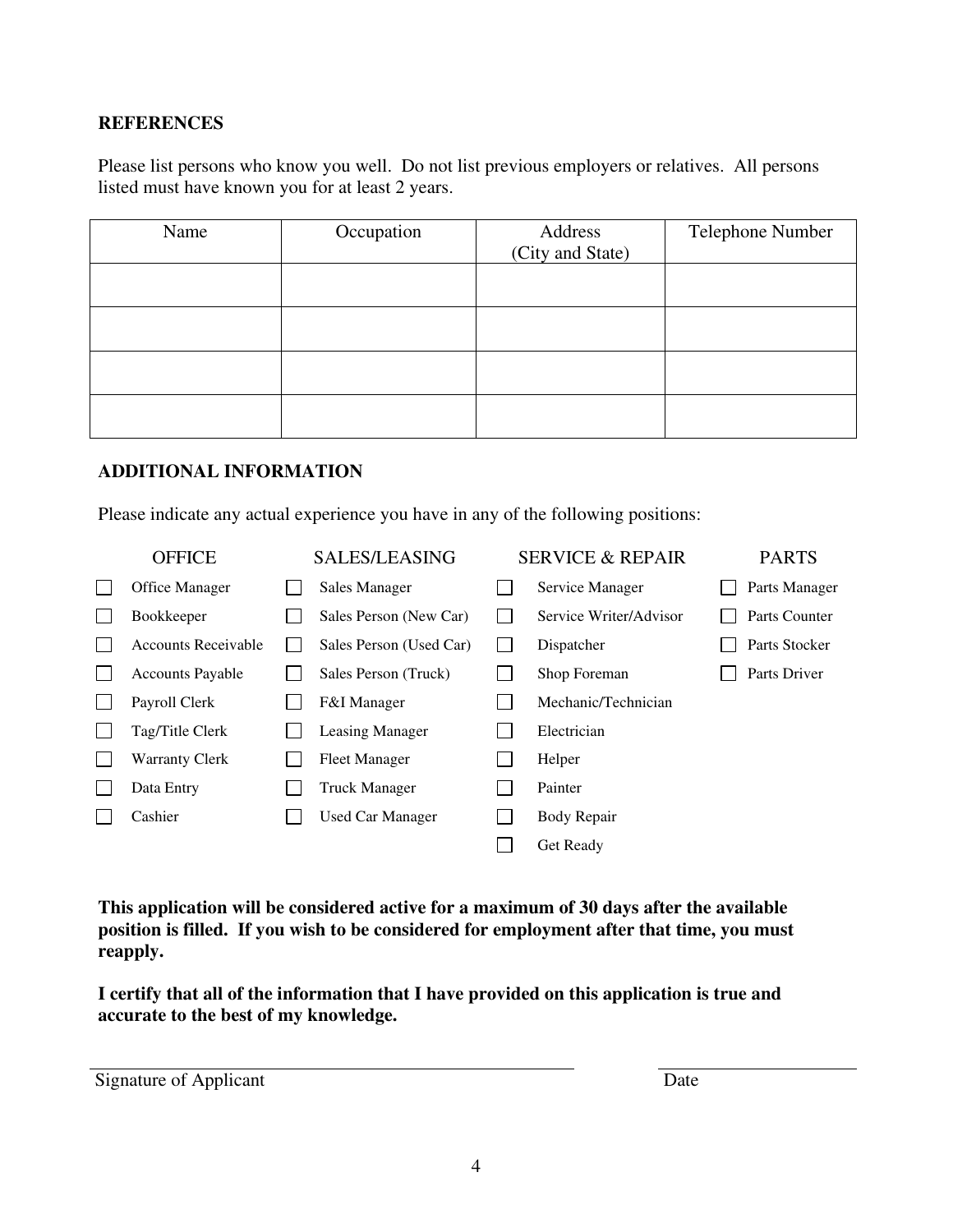**REFERENCES**

Please list persons who know you well. Do not list previous employers or relatives. All persons listed must have known you for at least 2 years.

| Name | Occupation | Address (City and State) | Telephone Number |
|---|---|---|---|
| | | | |
| | | | |
| | | | |
| | | | |

**ADDITIONAL INFORMATION**

Please indicate any actual experience you have in any of the following positions:

| OFFICE | SALES/LEASING | SERVICE & REPAIR | PARTS |
|---|---|---|---|
| ☐ Office Manager | ☐ Sales Manager | ☐ Service Manager | ☐ Parts Manager |
| ☐ Bookkeeper | ☐ Sales Person (New Car) | ☐ Service Writer/Advisor | ☐ Parts Counter |
| ☐ Accounts Receivable | ☐ Sales Person (Used Car) | ☐ Dispatcher | ☐ Parts Stocker |
| ☐ Accounts Payable | ☐ Sales Person (Truck) | ☐ Shop Foreman | ☐ Parts Driver |
| ☐ Payroll Clerk | ☐ F&I Manager | ☐ Mechanic/Technician | |
| ☐ Tag/Title Clerk | ☐ Leasing Manager | ☐ Electrician | |
| ☐ Warranty Clerk | ☐ Fleet Manager | ☐ Helper | |
| ☐ Data Entry | ☐ Truck Manager | ☐ Painter | |
| ☐ Cashier | ☐ Used Car Manager | ☐ Body Repair | |
| | | ☐ Get Ready | |

**This application will be considered active for a maximum of 30 days after the available position is filled. If you wish to be considered for employment after that time, you must reapply.**

**I certify that all of the information that I have provided on this application is true and accurate to the best of my knowledge.**

______________________________________ ____________________

Signature of Applicant Date